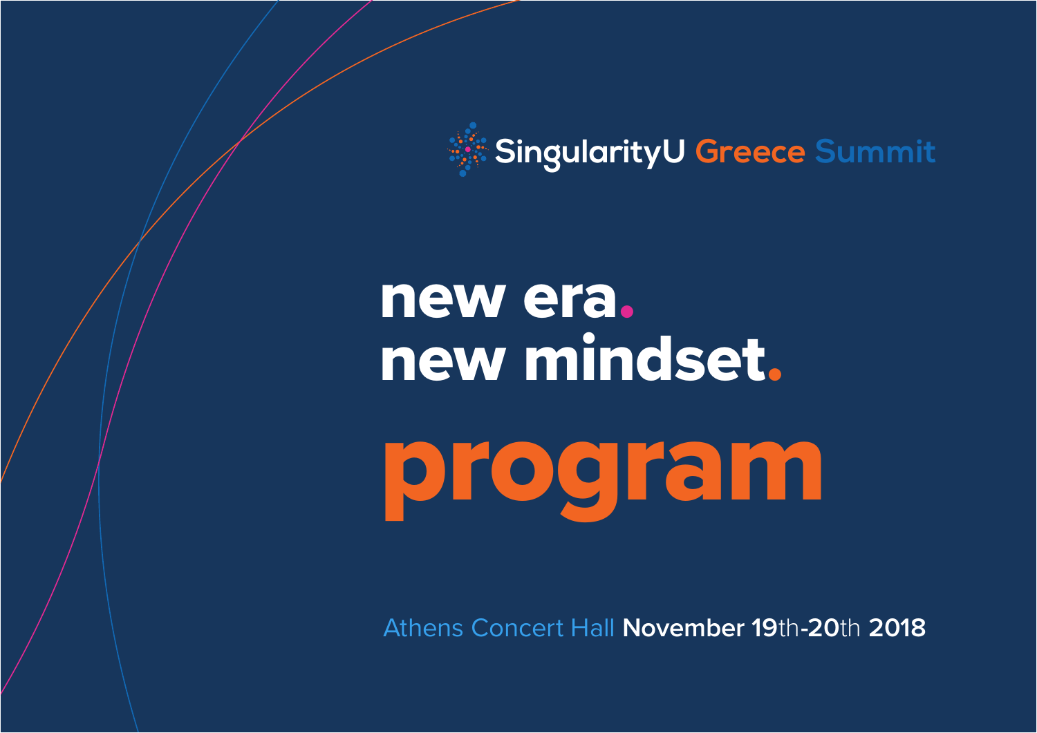SingularityU Greece Summit

# new era. new mindset.

# program

Athens Concert Hall **November 19th-20th 2018**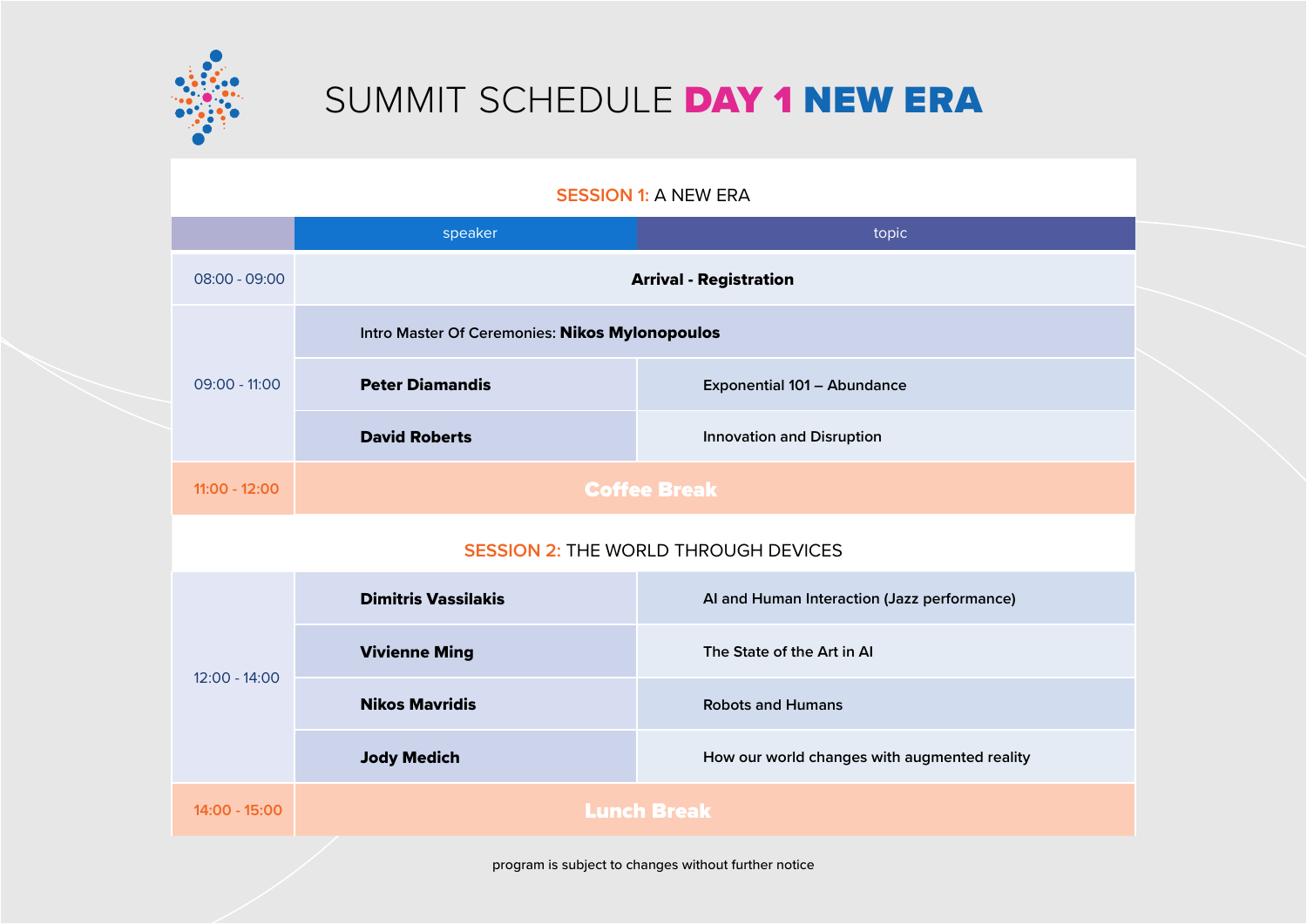# SUMMIT SCHEDULE DAY 1 NEW ERA

## SESSION 1: A NEW ERA

| | speaker | topic |
|---|---|---|
| 08:00 - 09:00 | **Arrival - Registration** | |
| 09:00 - 11:00 | Intro Master Of Ceremonies: **Nikos Mylonopoulos** | |
| | **Peter Diamandis** | Exponential 101 – Abundance |
| | **David Roberts** | Innovation and Disruption |
| 11:00 - 12:00 | **Coffee Break** | |

## SESSION 2: THE WORLD THROUGH DEVICES

| | speaker | topic |
|---|---|---|
| 12:00 - 14:00 | **Dimitris Vassilakis** | AI and Human Interaction (Jazz performance) |
| | **Vivienne Ming** | The State of the Art in AI |
| | **Nikos Mavridis** | Robots and Humans |
| | **Jody Medich** | How our world changes with augmented reality |
| 14:00 - 15:00 | **Lunch Break** | |

program is subject to changes without further notice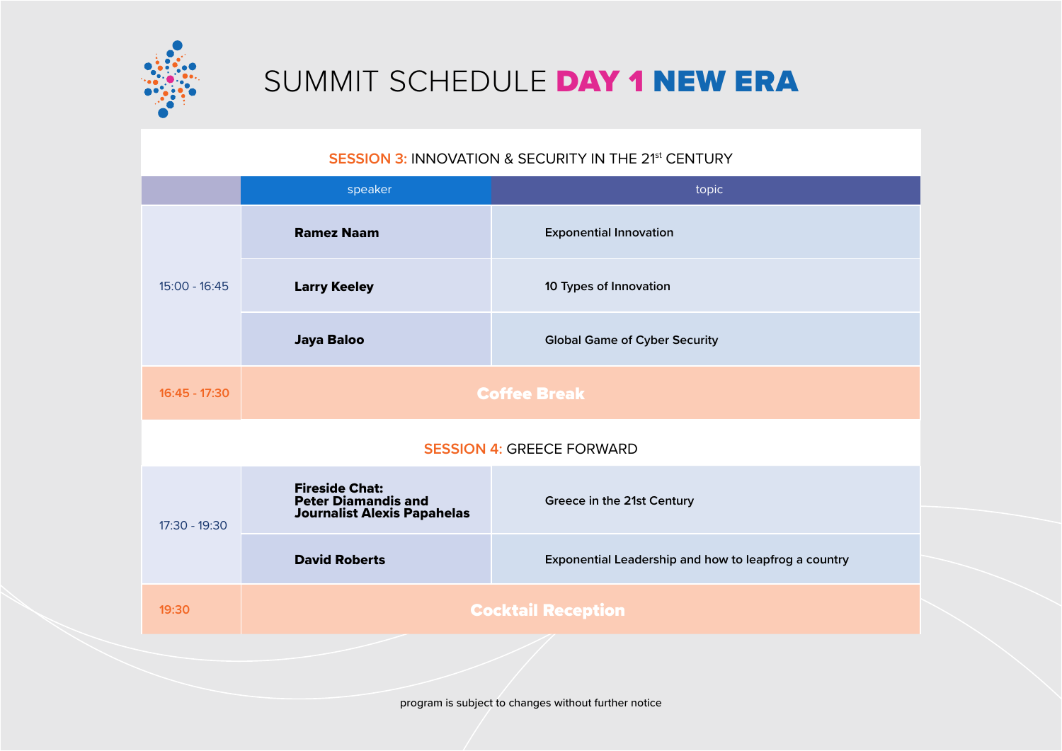# SUMMIT SCHEDULE DAY 1 NEW ERA

## SESSION 3: INNOVATION & SECURITY IN THE 21st CENTURY

| | speaker | topic |
|---|---|---|
| 15:00 - 16:45 | **Ramez Naam** | Exponential Innovation |
| | **Larry Keeley** | 10 Types of Innovation |
| | **Jaya Baloo** | Global Game of Cyber Security |
| 16:45 - 17:30 | **Coffee Break** | |

## SESSION 4: GREECE FORWARD

| | speaker | topic |
|---|---|---|
| 17:30 - 19:30 | **Fireside Chat: Peter Diamandis and Journalist Alexis Papahelas** | Greece in the 21st Century |
| | **David Roberts** | Exponential Leadership and how to leapfrog a country |
| 19:30 | **Cocktail Reception** | |

program is subject to changes without further notice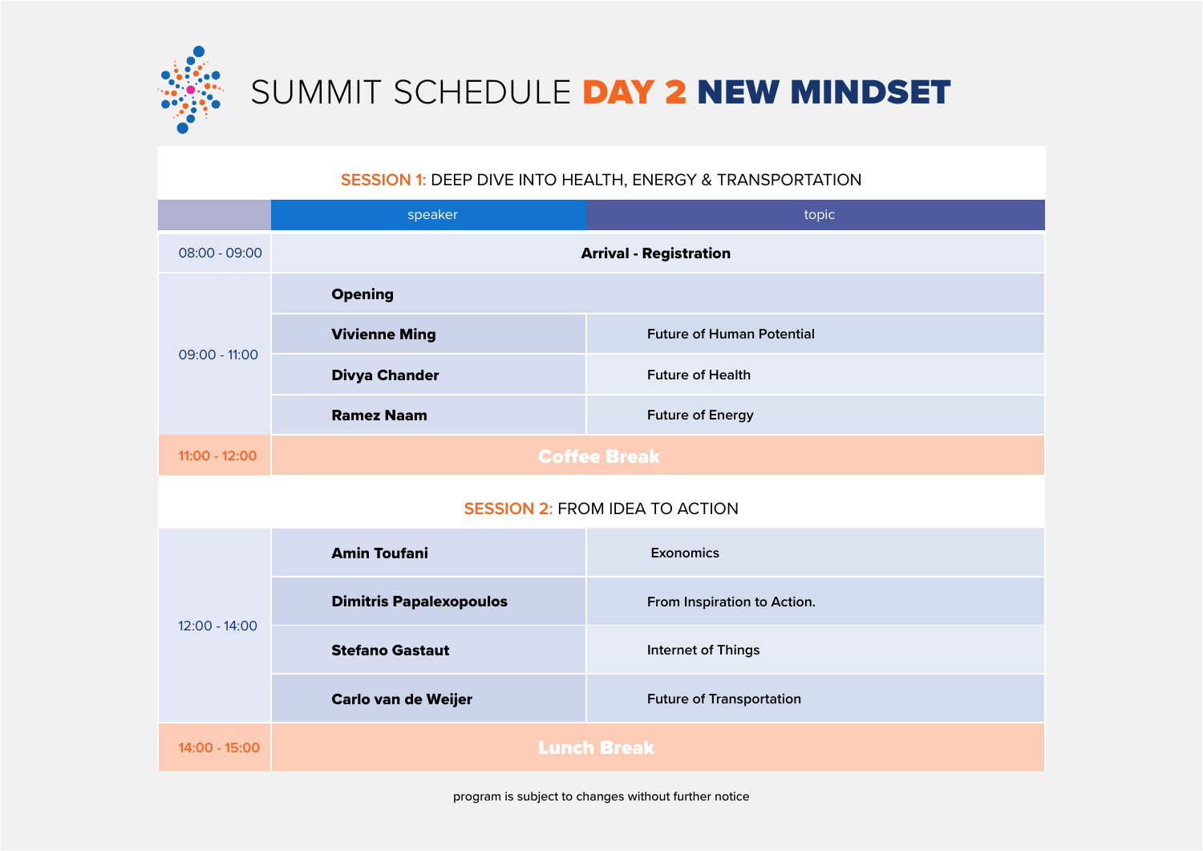# SUMMIT SCHEDULE DAY 2 NEW MINDSET

## SESSION 1: DEEP DIVE INTO HEALTH, ENERGY & TRANSPORTATION

| | speaker | topic |
|---|---|---|
| 08:00 - 09:00 | **Arrival - Registration** | |
| 09:00 - 11:00 | **Opening** | |
| | **Vivienne Ming** | Future of Human Potential |
| | **Divya Chander** | Future of Health |
| | **Ramez Naam** | Future of Energy |
| 11:00 - 12:00 | **Coffee Break** | |

## SESSION 2: FROM IDEA TO ACTION

| | speaker | topic |
|---|---|---|
| 12:00 - 14:00 | **Amin Toufani** | Exonomics |
| | **Dimitris Papalexopoulos** | From Inspiration to Action. |
| | **Stefano Gastaut** | Internet of Things |
| | **Carlo van de Weijer** | Future of Transportation |
| 14:00 - 15:00 | **Lunch Break** | |

program is subject to changes without further notice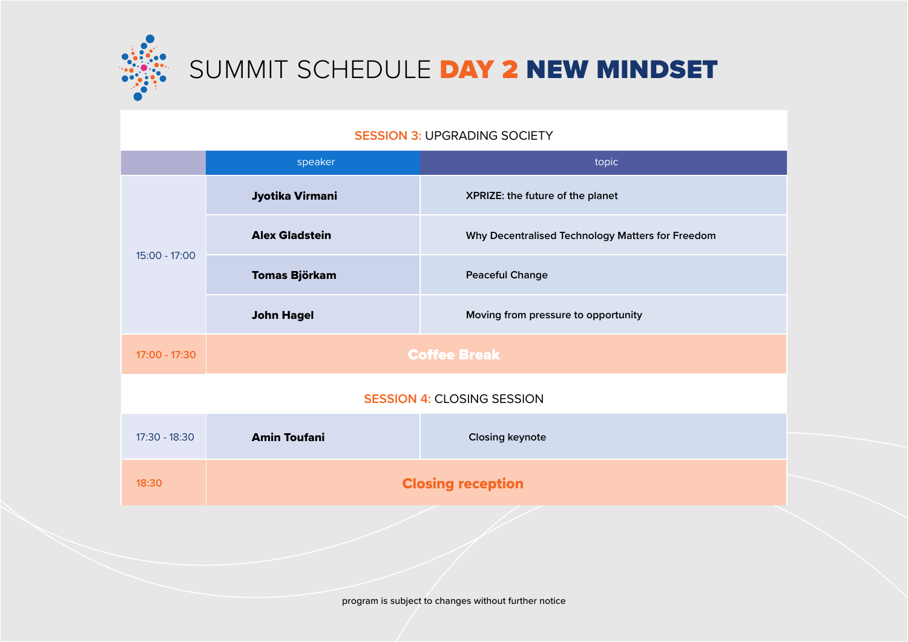# SUMMIT SCHEDULE DAY 2 NEW MINDSET

## SESSION 3: UPGRADING SOCIETY

| | speaker | topic |
|---|---|---|
| 15:00 - 17:00 | **Jyotika Virmani** | XPRIZE: the future of the planet |
| | **Alex Gladstein** | Why Decentralised Technology Matters for Freedom |
| | **Tomas Björkam** | Peaceful Change |
| | **John Hagel** | Moving from pressure to opportunity |
| 17:00 - 17:30 | **Coffee Break** | |

## SESSION 4: CLOSING SESSION

| | | |
|---|---|---|
| 17:30 - 18:30 | **Amin Toufani** | Closing keynote |
| 18:30 | **Closing reception** | |

program is subject to changes without further notice